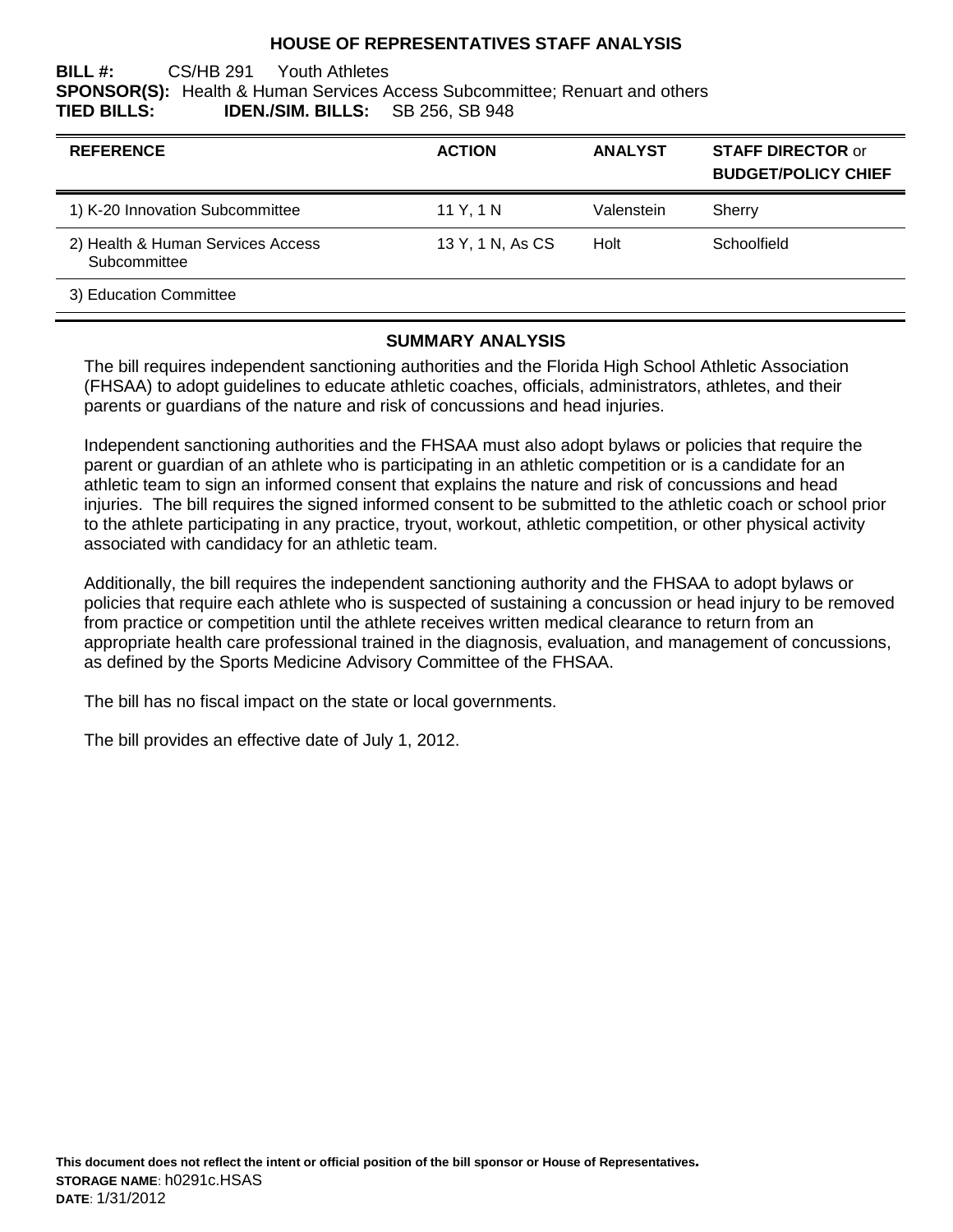# HOUSE OF REPRESENTATIVES STAFF ANALYSIS

**BILL #:** CS/HB 291 Youth Athletes
**SPONSOR(S):** Health & Human Services Access Subcommittee; Renuart and others
**TIED BILLS:** **IDEN./SIM. BILLS:** SB 256, SB 948

| REFERENCE | ACTION | ANALYST | STAFF DIRECTOR or BUDGET/POLICY CHIEF |
|---|---|---|---|
| 1) K-20 Innovation Subcommittee | 11 Y, 1 N | Valenstein | Sherry |
| 2) Health & Human Services Access Subcommittee | 13 Y, 1 N, As CS | Holt | Schoolfield |
| 3) Education Committee | | | |

## SUMMARY ANALYSIS

The bill requires independent sanctioning authorities and the Florida High School Athletic Association (FHSAA) to adopt guidelines to educate athletic coaches, officials, administrators, athletes, and their parents or guardians of the nature and risk of concussions and head injuries.

Independent sanctioning authorities and the FHSAA must also adopt bylaws or policies that require the parent or guardian of an athlete who is participating in an athletic competition or is a candidate for an athletic team to sign an informed consent that explains the nature and risk of concussions and head injuries. The bill requires the signed informed consent to be submitted to the athletic coach or school prior to the athlete participating in any practice, tryout, workout, athletic competition, or other physical activity associated with candidacy for an athletic team.

Additionally, the bill requires the independent sanctioning authority and the FHSAA to adopt bylaws or policies that require each athlete who is suspected of sustaining a concussion or head injury to be removed from practice or competition until the athlete receives written medical clearance to return from an appropriate health care professional trained in the diagnosis, evaluation, and management of concussions, as defined by the Sports Medicine Advisory Committee of the FHSAA.

The bill has no fiscal impact on the state or local governments.

The bill provides an effective date of July 1, 2012.

**This document does not reflect the intent or official position of the bill sponsor or House of Representatives.**
**STORAGE NAME**: h0291c.HSAS
**DATE**: 1/31/2012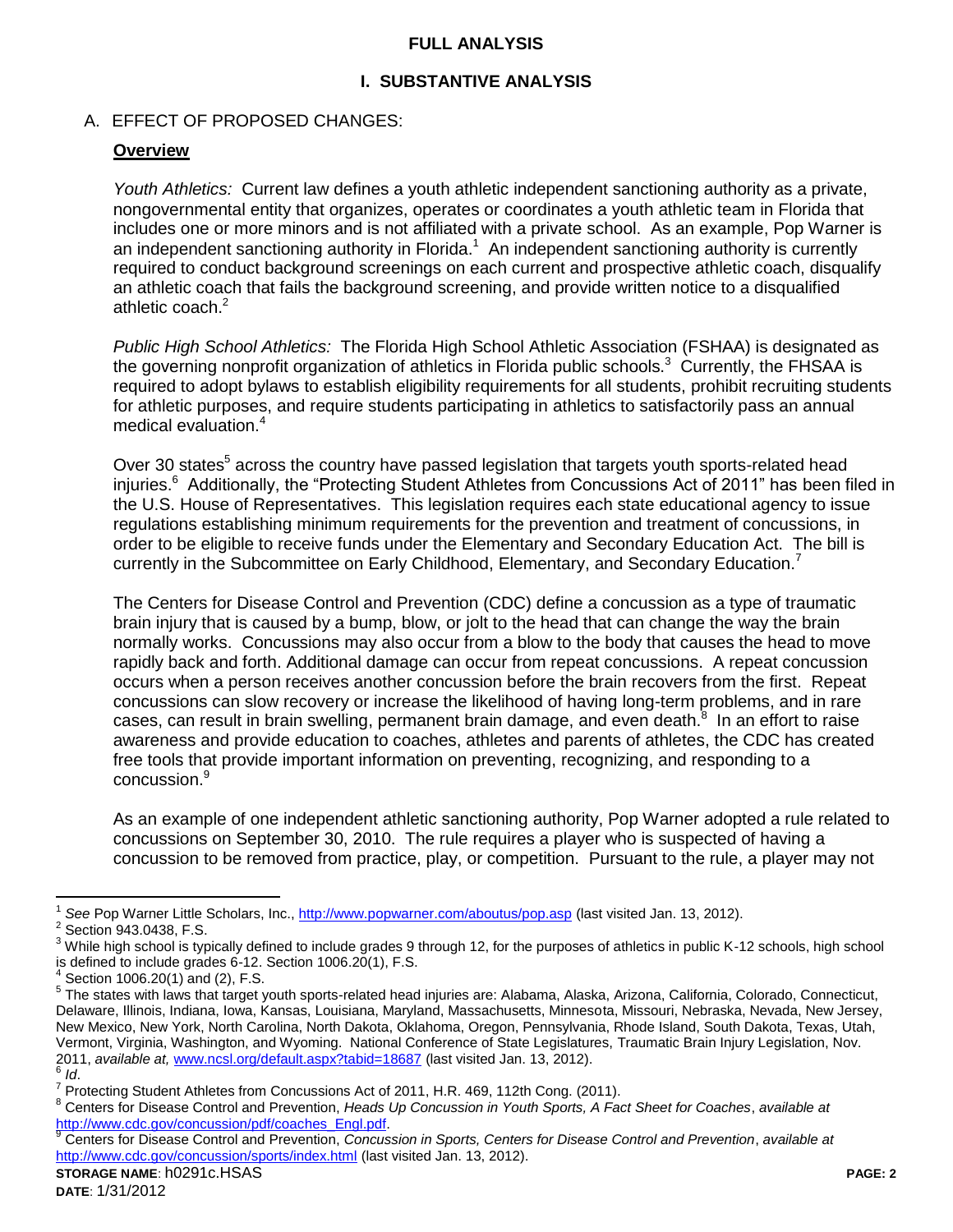## FULL ANALYSIS

## I. SUBSTANTIVE ANALYSIS

### A. EFFECT OF PROPOSED CHANGES:

**Overview**

*Youth Athletics:* Current law defines a youth athletic independent sanctioning authority as a private, nongovernmental entity that organizes, operates or coordinates a youth athletic team in Florida that includes one or more minors and is not affiliated with a private school. As an example, Pop Warner is an independent sanctioning authority in Florida.[1] An independent sanctioning authority is currently required to conduct background screenings on each current and prospective athletic coach, disqualify an athletic coach that fails the background screening, and provide written notice to a disqualified athletic coach.[2]

*Public High School Athletics:* The Florida High School Athletic Association (FSHAA) is designated as the governing nonprofit organization of athletics in Florida public schools.[3] Currently, the FHSAA is required to adopt bylaws to establish eligibility requirements for all students, prohibit recruiting students for athletic purposes, and require students participating in athletics to satisfactorily pass an annual medical evaluation.[4]

Over 30 states[5] across the country have passed legislation that targets youth sports-related head injuries.[6] Additionally, the "Protecting Student Athletes from Concussions Act of 2011" has been filed in the U.S. House of Representatives. This legislation requires each state educational agency to issue regulations establishing minimum requirements for the prevention and treatment of concussions, in order to be eligible to receive funds under the Elementary and Secondary Education Act. The bill is currently in the Subcommittee on Early Childhood, Elementary, and Secondary Education.[7]

The Centers for Disease Control and Prevention (CDC) define a concussion as a type of traumatic brain injury that is caused by a bump, blow, or jolt to the head that can change the way the brain normally works. Concussions may also occur from a blow to the body that causes the head to move rapidly back and forth. Additional damage can occur from repeat concussions. A repeat concussion occurs when a person receives another concussion before the brain recovers from the first. Repeat concussions can slow recovery or increase the likelihood of having long-term problems, and in rare cases, can result in brain swelling, permanent brain damage, and even death.[8] In an effort to raise awareness and provide education to coaches, athletes and parents of athletes, the CDC has created free tools that provide important information on preventing, recognizing, and responding to a concussion.[9]

As an example of one independent athletic sanctioning authority, Pop Warner adopted a rule related to concussions on September 30, 2010. The rule requires a player who is suspected of having a concussion to be removed from practice, play, or competition. Pursuant to the rule, a player may not

---

[1] *See* Pop Warner Little Scholars, Inc., http://www.popwarner.com/aboutus/pop.asp (last visited Jan. 13, 2012).

[2] Section 943.0438, F.S.

[3] While high school is typically defined to include grades 9 through 12, for the purposes of athletics in public K-12 schools, high school is defined to include grades 6-12. Section 1006.20(1), F.S.

[4] Section 1006.20(1) and (2), F.S.

[5] The states with laws that target youth sports-related head injuries are: Alabama, Alaska, Arizona, California, Colorado, Connecticut, Delaware, Illinois, Indiana, Iowa, Kansas, Louisiana, Maryland, Massachusetts, Minnesota, Missouri, Nebraska, Nevada, New Jersey, New Mexico, New York, North Carolina, North Dakota, Oklahoma, Oregon, Pennsylvania, Rhode Island, South Dakota, Texas, Utah, Vermont, Virginia, Washington, and Wyoming. National Conference of State Legislatures, Traumatic Brain Injury Legislation, Nov. 2011, *available at,* www.ncsl.org/default.aspx?tabid=18687 (last visited Jan. 13, 2012).

[6] *Id*.

[7] Protecting Student Athletes from Concussions Act of 2011, H.R. 469, 112th Cong. (2011).

[8] Centers for Disease Control and Prevention, *Heads Up Concussion in Youth Sports, A Fact Sheet for Coaches*, *available at* http://www.cdc.gov/concussion/pdf/coaches_Engl.pdf.

[9] Centers for Disease Control and Prevention, *Concussion in Sports, Centers for Disease Control and Prevention*, *available at* http://www.cdc.gov/concussion/sports/index.html (last visited Jan. 13, 2012).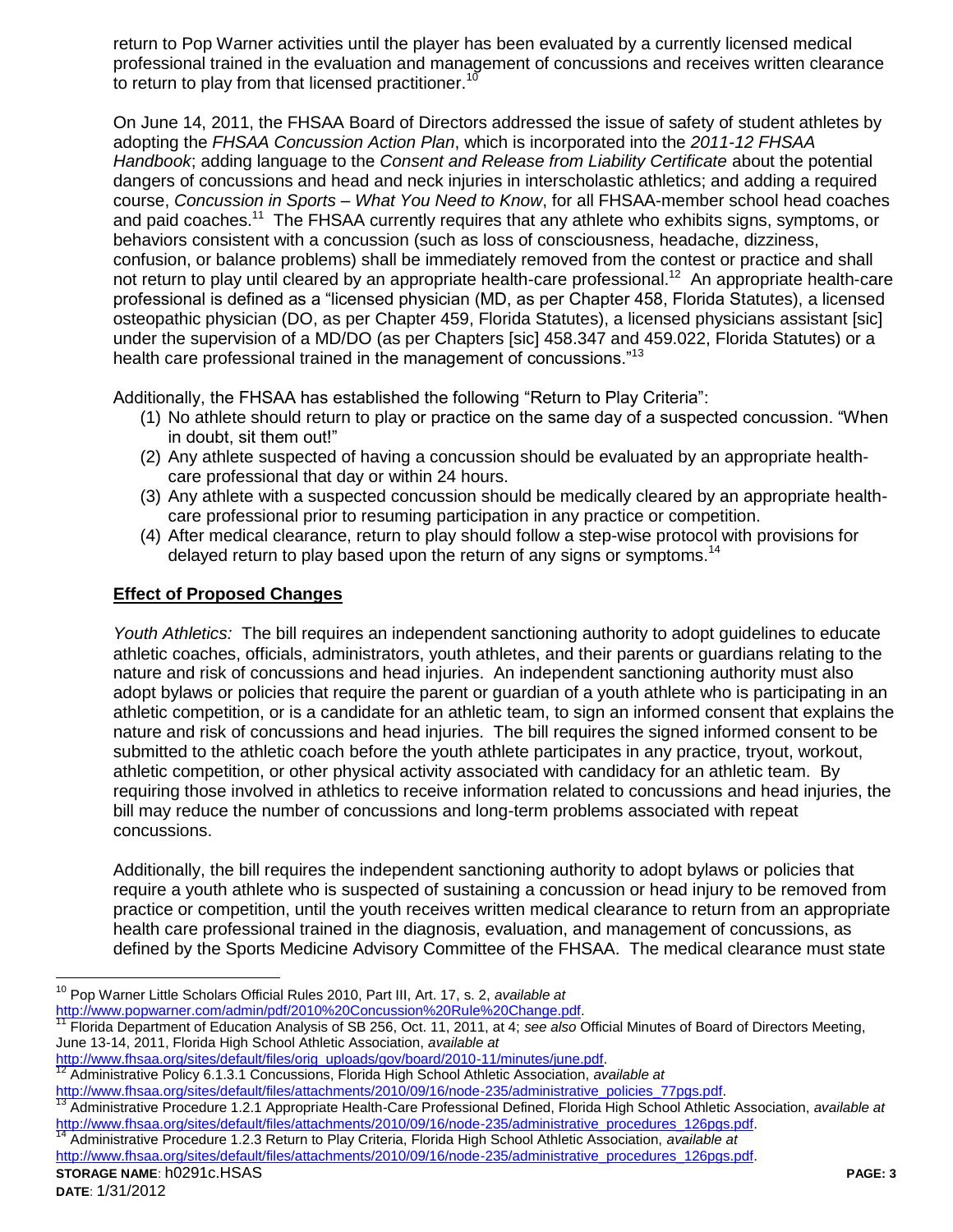return to Pop Warner activities until the player has been evaluated by a currently licensed medical professional trained in the evaluation and management of concussions and receives written clearance to return to play from that licensed practitioner.[10]

On June 14, 2011, the FHSAA Board of Directors addressed the issue of safety of student athletes by adopting the *FHSAA Concussion Action Plan*, which is incorporated into the *2011-12 FHSAA Handbook*; adding language to the *Consent and Release from Liability Certificate* about the potential dangers of concussions and head and neck injuries in interscholastic athletics; and adding a required course, *Concussion in Sports – What You Need to Know*, for all FHSAA-member school head coaches and paid coaches.[11] The FHSAA currently requires that any athlete who exhibits signs, symptoms, or behaviors consistent with a concussion (such as loss of consciousness, headache, dizziness, confusion, or balance problems) shall be immediately removed from the contest or practice and shall not return to play until cleared by an appropriate health-care professional.[12] An appropriate health-care professional is defined as a "licensed physician (MD, as per Chapter 458, Florida Statutes), a licensed osteopathic physician (DO, as per Chapter 459, Florida Statutes), a licensed physicians assistant [sic] under the supervision of a MD/DO (as per Chapters [sic] 458.347 and 459.022, Florida Statutes) or a health care professional trained in the management of concussions."[13]

Additionally, the FHSAA has established the following "Return to Play Criteria":

1. No athlete should return to play or practice on the same day of a suspected concussion. "When in doubt, sit them out!"
2. Any athlete suspected of having a concussion should be evaluated by an appropriate health-care professional that day or within 24 hours.
3. Any athlete with a suspected concussion should be medically cleared by an appropriate health-care professional prior to resuming participation in any practice or competition.
4. After medical clearance, return to play should follow a step-wise protocol with provisions for delayed return to play based upon the return of any signs or symptoms.[14]

## Effect of Proposed Changes

*Youth Athletics:* The bill requires an independent sanctioning authority to adopt guidelines to educate athletic coaches, officials, administrators, youth athletes, and their parents or guardians relating to the nature and risk of concussions and head injuries. An independent sanctioning authority must also adopt bylaws or policies that require the parent or guardian of a youth athlete who is participating in an athletic competition, or is a candidate for an athletic team, to sign an informed consent that explains the nature and risk of concussions and head injuries. The bill requires the signed informed consent to be submitted to the athletic coach before the youth athlete participates in any practice, tryout, workout, athletic competition, or other physical activity associated with candidacy for an athletic team. By requiring those involved in athletics to receive information related to concussions and head injuries, the bill may reduce the number of concussions and long-term problems associated with repeat concussions.

Additionally, the bill requires the independent sanctioning authority to adopt bylaws or policies that require a youth athlete who is suspected of sustaining a concussion or head injury to be removed from practice or competition, until the youth receives written medical clearance to return from an appropriate health care professional trained in the diagnosis, evaluation, and management of concussions, as defined by the Sports Medicine Advisory Committee of the FHSAA. The medical clearance must state

---

[10] Pop Warner Little Scholars Official Rules 2010, Part III, Art. 17, s. 2, *available at* http://www.popwarner.com/admin/pdf/2010%20Concussion%20Rule%20Change.pdf.

[11] Florida Department of Education Analysis of SB 256, Oct. 11, 2011, at 4; *see also* Official Minutes of Board of Directors Meeting, June 13-14, 2011, Florida High School Athletic Association, *available at* http://www.fhsaa.org/sites/default/files/orig_uploads/gov/board/2010-11/minutes/june.pdf.

[12] Administrative Policy 6.1.3.1 Concussions, Florida High School Athletic Association, *available at* http://www.fhsaa.org/sites/default/files/attachments/2010/09/16/node-235/administrative_policies_77pgs.pdf.

[13] Administrative Procedure 1.2.1 Appropriate Health-Care Professional Defined, Florida High School Athletic Association, *available at* http://www.fhsaa.org/sites/default/files/attachments/2010/09/16/node-235/administrative_procedures_126pgs.pdf.

[14] Administrative Procedure 1.2.3 Return to Play Criteria, Florida High School Athletic Association, *available at* http://www.fhsaa.org/sites/default/files/attachments/2010/09/16/node-235/administrative_procedures_126pgs.pdf.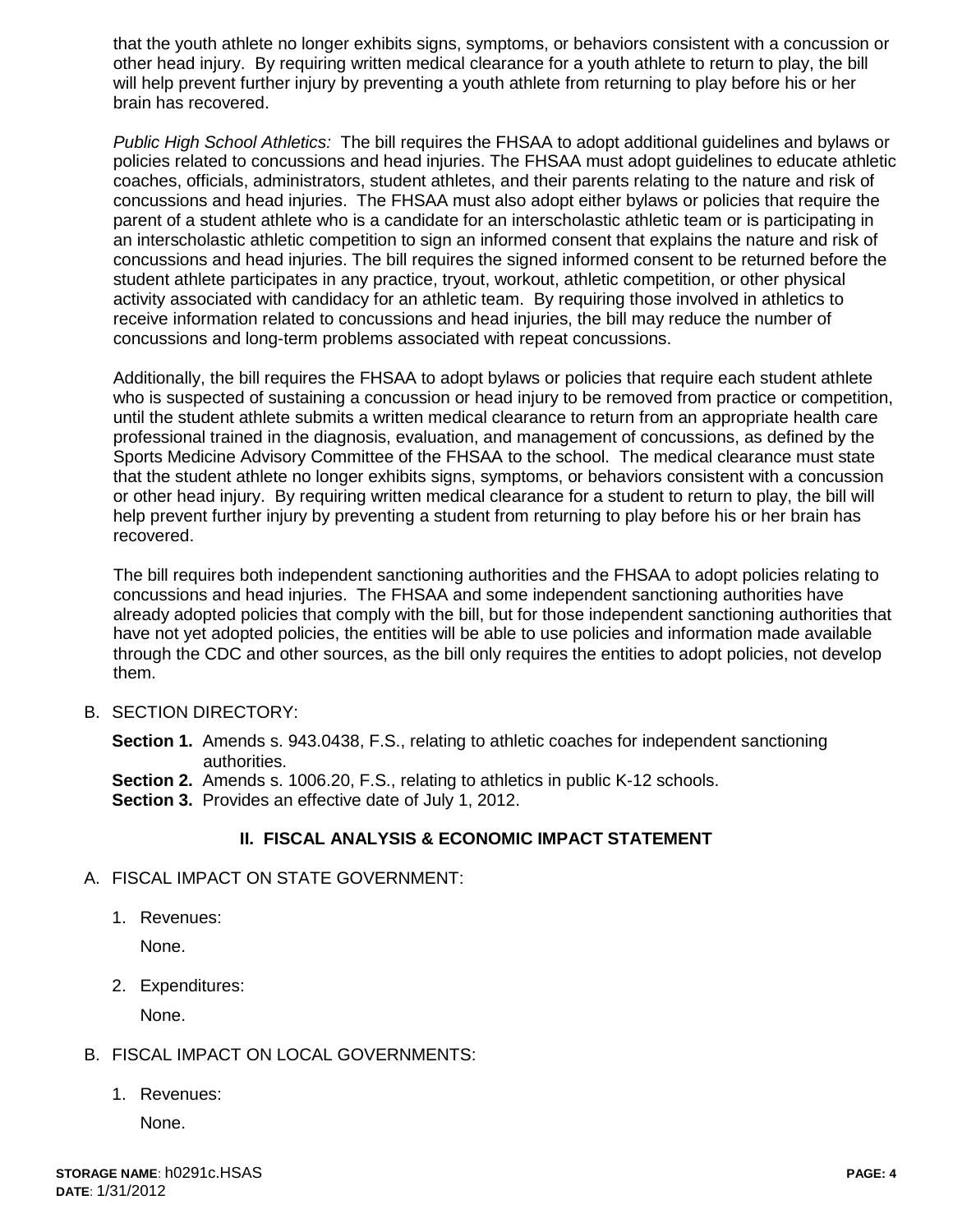that the youth athlete no longer exhibits signs, symptoms, or behaviors consistent with a concussion or other head injury. By requiring written medical clearance for a youth athlete to return to play, the bill will help prevent further injury by preventing a youth athlete from returning to play before his or her brain has recovered.

*Public High School Athletics:* The bill requires the FHSAA to adopt additional guidelines and bylaws or policies related to concussions and head injuries. The FHSAA must adopt guidelines to educate athletic coaches, officials, administrators, student athletes, and their parents relating to the nature and risk of concussions and head injuries. The FHSAA must also adopt either bylaws or policies that require the parent of a student athlete who is a candidate for an interscholastic athletic team or is participating in an interscholastic athletic competition to sign an informed consent that explains the nature and risk of concussions and head injuries. The bill requires the signed informed consent to be returned before the student athlete participates in any practice, tryout, workout, athletic competition, or other physical activity associated with candidacy for an athletic team. By requiring those involved in athletics to receive information related to concussions and head injuries, the bill may reduce the number of concussions and long-term problems associated with repeat concussions.

Additionally, the bill requires the FHSAA to adopt bylaws or policies that require each student athlete who is suspected of sustaining a concussion or head injury to be removed from practice or competition, until the student athlete submits a written medical clearance to return from an appropriate health care professional trained in the diagnosis, evaluation, and management of concussions, as defined by the Sports Medicine Advisory Committee of the FHSAA to the school. The medical clearance must state that the student athlete no longer exhibits signs, symptoms, or behaviors consistent with a concussion or other head injury. By requiring written medical clearance for a student to return to play, the bill will help prevent further injury by preventing a student from returning to play before his or her brain has recovered.

The bill requires both independent sanctioning authorities and the FHSAA to adopt policies relating to concussions and head injuries. The FHSAA and some independent sanctioning authorities have already adopted policies that comply with the bill, but for those independent sanctioning authorities that have not yet adopted policies, the entities will be able to use policies and information made available through the CDC and other sources, as the bill only requires the entities to adopt policies, not develop them.

B. SECTION DIRECTORY:

**Section 1.** Amends s. 943.0438, F.S., relating to athletic coaches for independent sanctioning authorities.
**Section 2.** Amends s. 1006.20, F.S., relating to athletics in public K-12 schools.
**Section 3.** Provides an effective date of July 1, 2012.

## II. FISCAL ANALYSIS & ECONOMIC IMPACT STATEMENT

A. FISCAL IMPACT ON STATE GOVERNMENT:

1. Revenues:

   None.

2. Expenditures:

   None.

B. FISCAL IMPACT ON LOCAL GOVERNMENTS:

1. Revenues:

   None.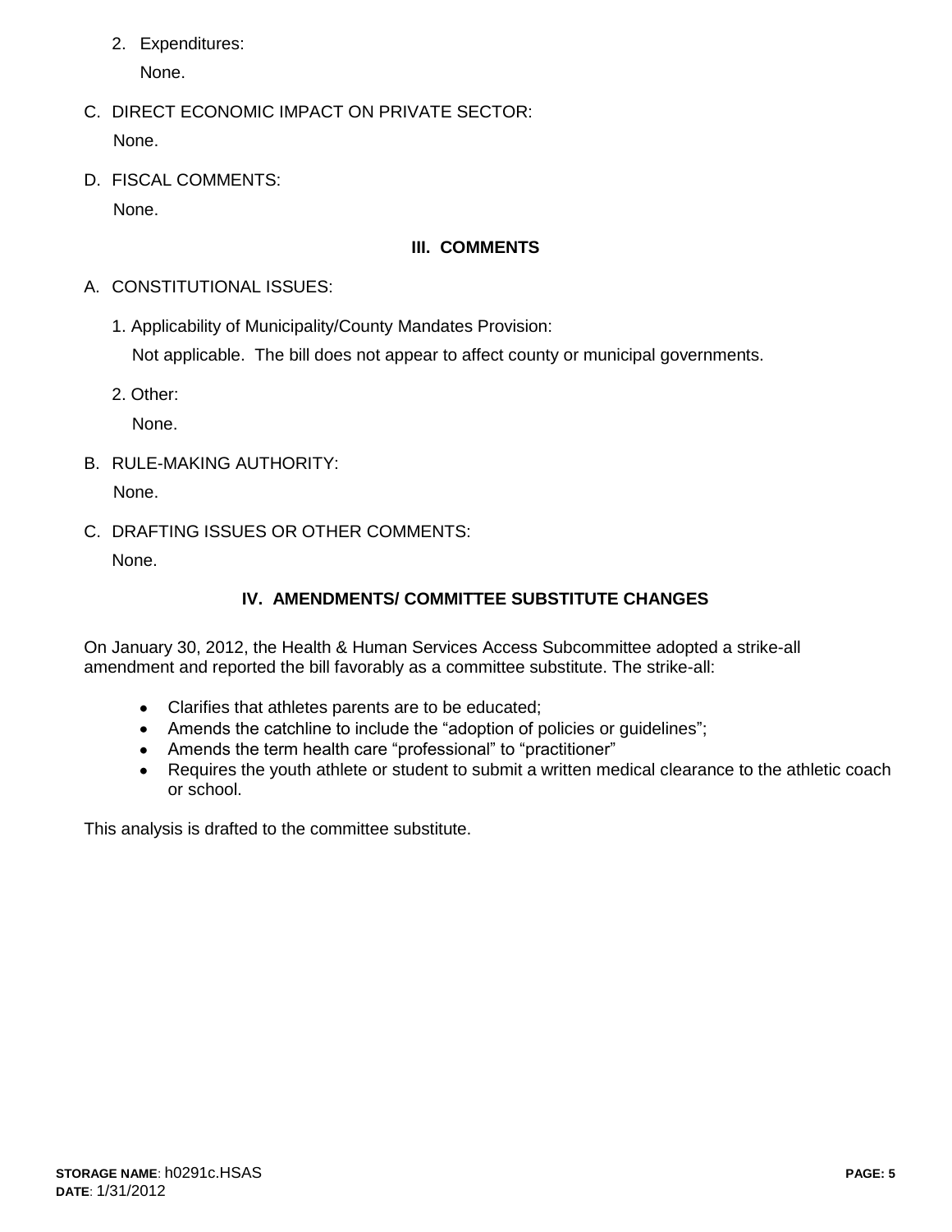2. Expenditures:

   None.

C. DIRECT ECONOMIC IMPACT ON PRIVATE SECTOR:

   None.

D. FISCAL COMMENTS:

   None.

## III. COMMENTS

A. CONSTITUTIONAL ISSUES:

   1. Applicability of Municipality/County Mandates Provision:

      Not applicable. The bill does not appear to affect county or municipal governments.

   2. Other:

      None.

B. RULE-MAKING AUTHORITY:

   None.

C. DRAFTING ISSUES OR OTHER COMMENTS:

   None.

## IV. AMENDMENTS/ COMMITTEE SUBSTITUTE CHANGES

On January 30, 2012, the Health & Human Services Access Subcommittee adopted a strike-all amendment and reported the bill favorably as a committee substitute. The strike-all:

- Clarifies that athletes parents are to be educated;
- Amends the catchline to include the "adoption of policies or guidelines";
- Amends the term health care "professional" to "practitioner"
- Requires the youth athlete or student to submit a written medical clearance to the athletic coach or school.

This analysis is drafted to the committee substitute.